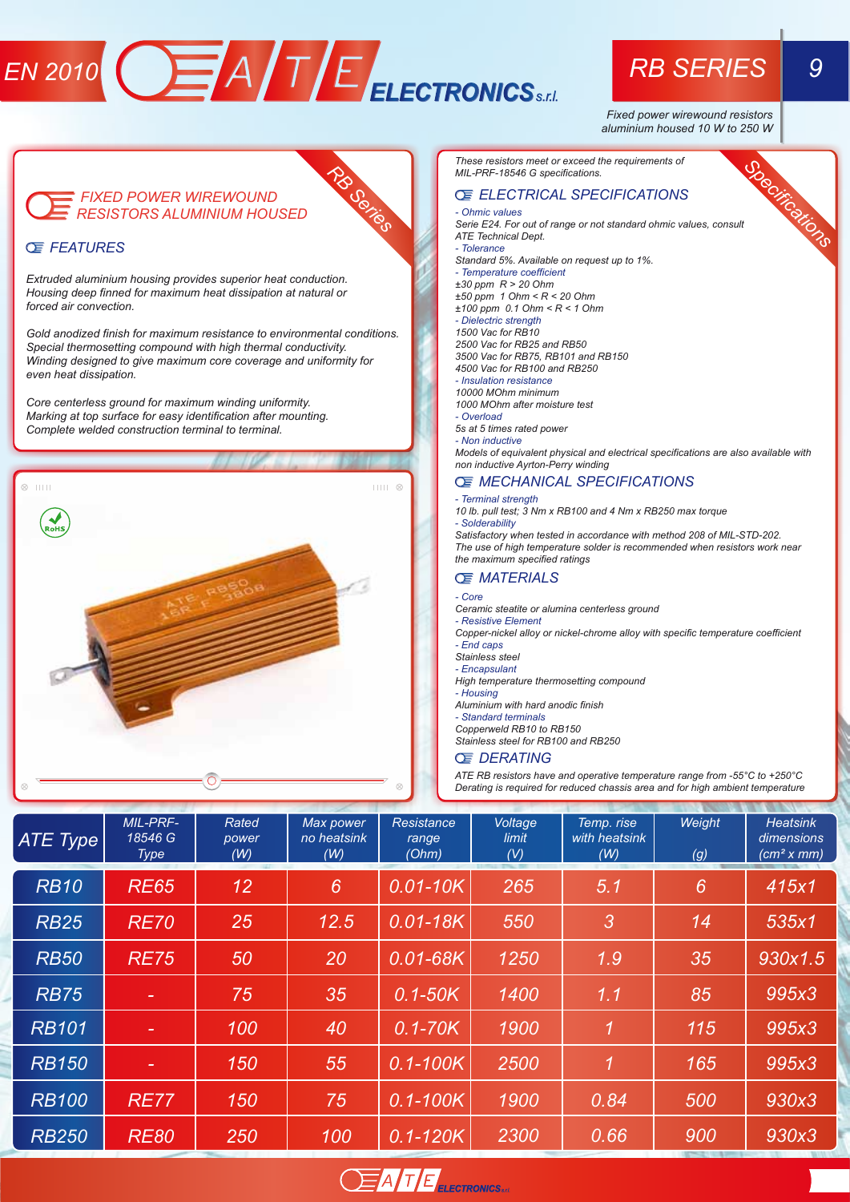# RB SERIES

*Fixed power wirewound resistors aluminium housed 10 W to 250 W*

## FIXED POWER WIREWOUND RESISTORS ALUMINIUM HOUSED

### FEATURES

Extruded aluminium housing provides superior heat conduction. Housing deep finned for maximum heat dissipation at natural or forced air convection.

Gold anodized finish for maximum resistance to environmental conditions. Special thermosetting compound with high thermal conductivity. Winding designed to give maximum core coverage and uniformity for even heat dissipation.

Core centerless ground for maximum winding uniformity. Marking at top surface for easy identification after mounting. Complete welded construction terminal to terminal.

## Specifications

These resistors meet or exceed the requirements of MIL-PRF-18546 G specifications.

### ELECTRICAL SPECIFICATIONS

- Ohmic values

Serie E24. For out of range or not standard ohmic values, consult ATE Technical Dept.

- Tolerance

Standard 5%. Available on request up to 1%.

- Temperature coefficient

±30 ppm R > 20 Ohm
±50 ppm 1 Ohm < R < 20 Ohm
±100 ppm 0.1 Ohm < R < 1 Ohm

- Dielectric strength

1500 Vac for RB10
2500 Vac for RB25 and RB50
3500 Vac for RB75, RB101 and RB150
4500 Vac for RB100 and RB250

- Insulation resistance

10000 MOhm minimum
1000 MOhm after moisture test

- Overload

5s at 5 times rated power

- Non inductive

Models of equivalent physical and electrical specifications are also available with non inductive Ayrton-Perry winding

### MECHANICAL SPECIFICATIONS

- Terminal strength

10 lb. pull test; 3 Nm x RB100 and 4 Nm x RB250 max torque

- Solderability

Satisfactory when tested in accordance with method 208 of MIL-STD-202. The use of high temperature solder is recommended when resistors work near the maximum specified ratings

### MATERIALS

- Core

Ceramic steatite or alumina centerless ground

- Resistive Element

Copper-nickel alloy or nickel-chrome alloy with specific temperature coefficient

- End caps

Stainless steel

- Encapsulant

High temperature thermosetting compound

- Housing

Aluminium with hard anodic finish

- Standard terminals

Copperweld RB10 to RB150
Stainless steel for RB100 and RB250

### DERATING

ATE RB resistors have and operative temperature range from -55°C to +250°C
Derating is required for reduced chassis area and for high ambient temperature

| ATE Type | MIL-PRF-18546 G Type | Rated power (W) | Max power no heatsink (W) | Resistance range (Ohm) | Voltage limit (V) | Temp. rise with heatsink (W) | Weight (g) | Heatsink dimensions (cm² x mm) |
|---|---|---|---|---|---|---|---|---|
| RB10 | RE65 | 12 | 6 | 0.01-10K | 265 | 5.1 | 6 | 415x1 |
| RB25 | RE70 | 25 | 12.5 | 0.01-18K | 550 | 3 | 14 | 535x1 |
| RB50 | RE75 | 50 | 20 | 0.01-68K | 1250 | 1.9 | 35 | 930x1.5 |
| RB75 | - | 75 | 35 | 0.1-50K | 1400 | 1.1 | 85 | 995x3 |
| RB101 | - | 100 | 40 | 0.1-70K | 1900 | 1 | 115 | 995x3 |
| RB150 | - | 150 | 55 | 0.1-100K | 2500 | 1 | 165 | 995x3 |
| RB100 | RE77 | 150 | 75 | 0.1-100K | 1900 | 0.84 | 500 | 930x3 |
| RB250 | RE80 | 250 | 100 | 0.1-120K | 2300 | 0.66 | 900 | 930x3 |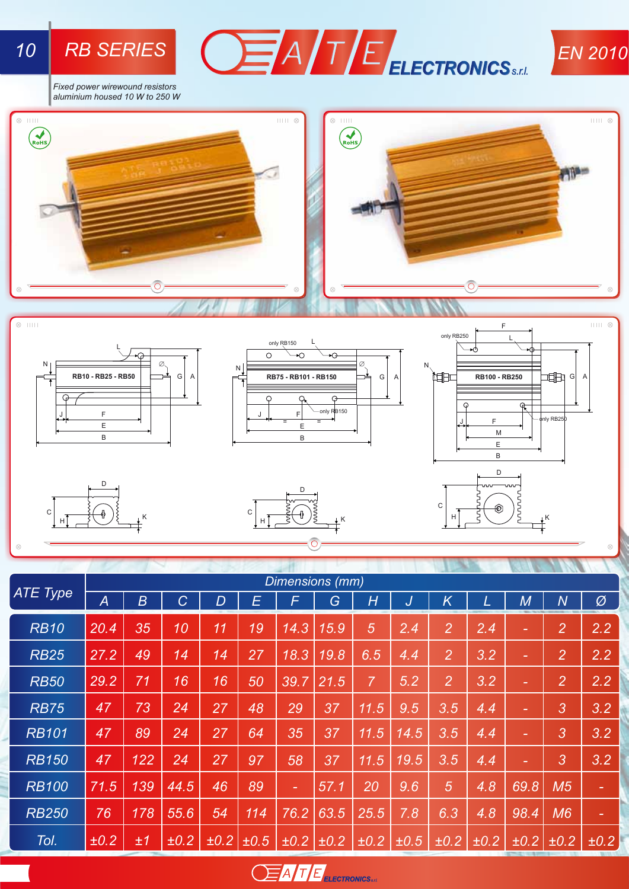## RB SERIES

ATE ELECTRONICS s.r.l. — EN 2010

*Fixed power wirewound resistors aluminium housed 10 W to 250 W*

RB10 - RB25 - RB50

RB75 - RB101 - RB150

RB100 - RB250

| ATE Type | Dimensions (mm) | | | | | | | | | | | | | |
|---|---|---|---|---|---|---|---|---|---|---|---|---|---|---|
| | A | B | C | D | E | F | G | H | J | K | L | M | N | Ø |
| RB10 | 20.4 | 35 | 10 | 11 | 19 | 14.3 | 15.9 | 5 | 2.4 | 2 | 2.4 | - | 2 | 2.2 |
| RB25 | 27.2 | 49 | 14 | 14 | 27 | 18.3 | 19.8 | 6.5 | 4.4 | 2 | 3.2 | - | 2 | 2.2 |
| RB50 | 29.2 | 71 | 16 | 16 | 50 | 39.7 | 21.5 | 7 | 5.2 | 2 | 3.2 | - | 2 | 2.2 |
| RB75 | 47 | 73 | 24 | 27 | 48 | 29 | 37 | 11.5 | 9.5 | 3.5 | 4.4 | - | 3 | 3.2 |
| RB101 | 47 | 89 | 24 | 27 | 64 | 35 | 37 | 11.5 | 14.5 | 3.5 | 4.4 | - | 3 | 3.2 |
| RB150 | 47 | 122 | 24 | 27 | 97 | 58 | 37 | 11.5 | 19.5 | 3.5 | 4.4 | - | 3 | 3.2 |
| RB100 | 71.5 | 139 | 44.5 | 46 | 89 | - | 57.1 | 20 | 9.6 | 5 | 4.8 | 69.8 | M5 | - |
| RB250 | 76 | 178 | 55.6 | 54 | 114 | 76.2 | 63.5 | 25.5 | 7.8 | 6.3 | 4.8 | 98.4 | M6 | - |
| Tol. | ±0.2 | ±1 | ±0.2 | ±0.2 | ±0.5 | ±0.2 | ±0.2 | ±0.2 | ±0.5 | ±0.2 | ±0.2 | ±0.2 | ±0.2 | ±0.2 |